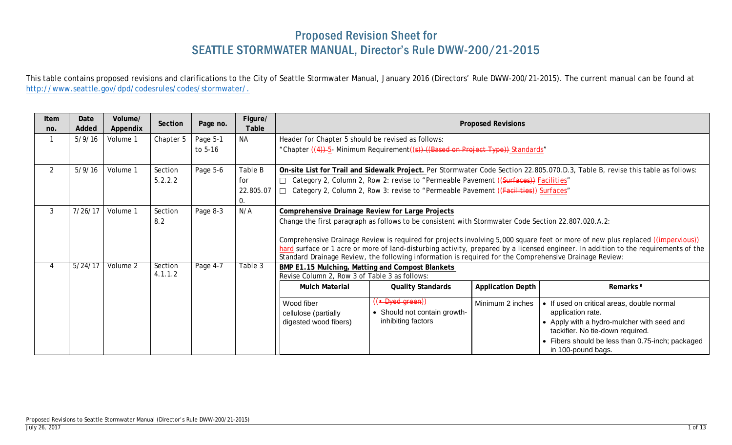# Proposed Revision Sheet for
# SEATTLE STORMWATER MANUAL, Director's Rule DWW-200/21-2015

This table contains proposed revisions and clarifications to the City of Seattle Stormwater Manual, January 2016 (Directors' Rule DWW-200/21-2015). The current manual can be found at http://www.seattle.gov/dpd/codesrules/codes/stormwater/.

| Item no. | Date Added | Volume/ Appendix | Section | Page no. | Figure/ Table | Proposed Revisions |
|---|---|---|---|---|---|---|
| 1 | 5/9/16 | Volume 1 | Chapter 5 | Page 5-1 to 5-16 | NA | Header for Chapter 5 should be revised as follows:<br>"Chapter ((4)) 5- Minimum Requirement((s)) ((Based on Project Type)) Standards" |
| 2 | 5/9/16 | Volume 1 | Section 5.2.2.2 | Page 5-6 | Table B for 22.805.070. | **On-site List for Trail and Sidewalk Project.** Per Stormwater Code Section 22.805.070.D.3, Table B, revise this table as follows:<br>☐ Category 2, Column 2, Row 2: revise to "Permeable Pavement ((Surfaces)) Facilities"<br>☐ Category 2, Column 2, Row 3: revise to "Permeable Pavement ((Facilities)) Surfaces" |
| 3 | 7/26/17 | Volume 1 | Section 8.2 | Page 8-3 | N/A | **Comprehensive Drainage Review for Large Projects**<br>Change the first paragraph as follows to be consistent with Stormwater Code Section 22.807.020.A.2:<br><br>Comprehensive Drainage Review is required for projects involving 5,000 square feet or more of new plus replaced ((impervious)) hard surface or 1 acre or more of land-disturbing activity, prepared by a licensed engineer. In addition to the requirements of the Standard Drainage Review, the following information is required for the Comprehensive Drainage Review: |
| 4 | 5/24/17 | Volume 2 | Section 4.1.1.2 | Page 4-7 | Table 3 | **BMP E1.15 Mulching, Matting and Compost Blankets**<br>Revise Column 2, Row 3 of Table 3 as follows:<br><br>**Mulch Material:** Wood fiber cellulose (partially digested wood fibers)<br>**Quality Standards:** ((• Dyed green)) • Should not contain growth-inhibiting factors<br>**Application Depth:** Minimum 2 inches<br>**Remarks [a]:** • If used on critical areas, double normal application rate. • Apply with a hydro-mulcher with seed and tackifier. No tie-down required. • Fibers should be less than 0.75-inch; packaged in 100-pound bags. |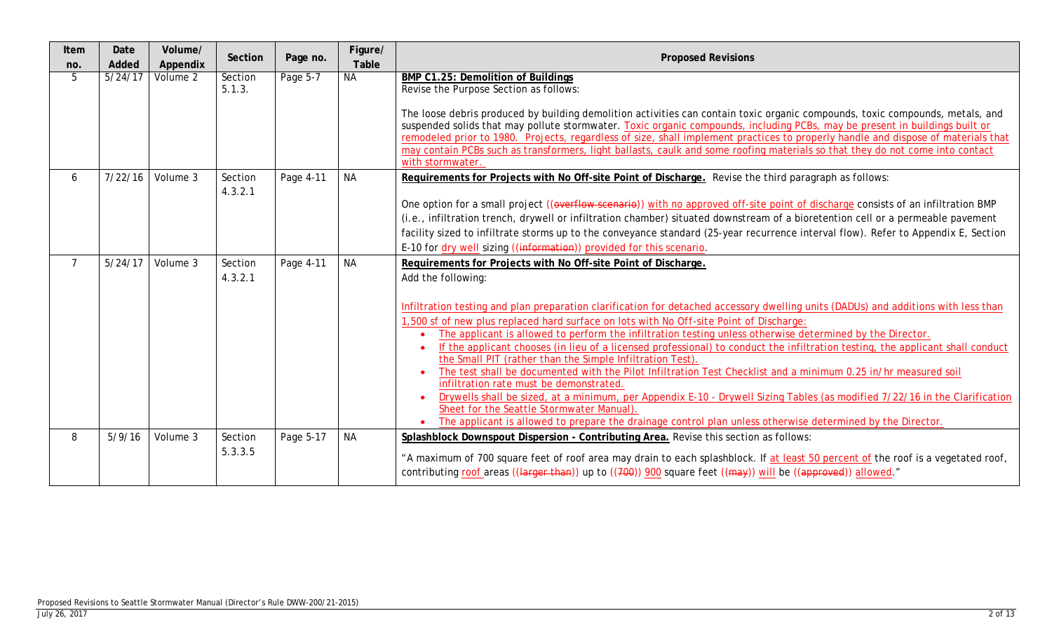| Item no. | Date Added | Volume/ Appendix | Section | Page no. | Figure/ Table | Proposed Revisions |
|---|---|---|---|---|---|---|
| 5 | 5/24/17 | Volume 2 | Section 5.1.3. | Page 5-7 | NA | **BMP C1.25: Demolition of Buildings**<br>Revise the Purpose Section as follows:<br><br>The loose debris produced by building demolition activities can contain toxic organic compounds, toxic compounds, metals, and suspended solids that may pollute stormwater. Toxic organic compounds, including PCBs, may be present in buildings built or remodeled prior to 1980. Projects, regardless of size, shall implement practices to properly handle and dispose of materials that may contain PCBs such as transformers, light ballasts, caulk and some roofing materials so that they do not come into contact with stormwater. |
| 6 | 7/22/16 | Volume 3 | Section 4.3.2.1 | Page 4-11 | NA | **Requirements for Projects with No Off-site Point of Discharge.** Revise the third paragraph as follows:<br><br>One option for a small project ((~~overflow scenario~~)) with no approved off-site point of discharge consists of an infiltration BMP (i.e., infiltration trench, drywell or infiltration chamber) situated downstream of a bioretention cell or a permeable pavement facility sized to infiltrate storms up to the conveyance standard (25-year recurrence interval flow). Refer to Appendix E, Section E-10 for dry well sizing ((~~information~~)) provided for this scenario. |
| 7 | 5/24/17 | Volume 3 | Section 4.3.2.1 | Page 4-11 | NA | **Requirements for Projects with No Off-site Point of Discharge.**<br>Add the following:<br><br>Infiltration testing and plan preparation clarification for detached accessory dwelling units (DADUs) and additions with less than 1,500 sf of new plus replaced hard surface on lots with No Off-site Point of Discharge:<br>• The applicant is allowed to perform the infiltration testing unless otherwise determined by the Director.<br>• If the applicant chooses (in lieu of a licensed professional) to conduct the infiltration testing, the applicant shall conduct the Small PIT (rather than the Simple Infiltration Test).<br>• The test shall be documented with the Pilot Infiltration Test Checklist and a minimum 0.25 in/hr measured soil infiltration rate must be demonstrated.<br>• Drywells shall be sized, at a minimum, per Appendix E-10 - Drywell Sizing Tables (as modified 7/22/16 in the Clarification Sheet for the Seattle Stormwater Manual).<br>• The applicant is allowed to prepare the drainage control plan unless otherwise determined by the Director. |
| 8 | 5/9/16 | Volume 3 | Section 5.3.3.5 | Page 5-17 | NA | **Splashblock Downspout Dispersion - Contributing Area.** Revise this section as follows:<br><br>"A maximum of 700 square feet of roof area may drain to each splashblock. If at least 50 percent of the roof is a vegetated roof, contributing roof areas ((~~larger than~~)) up to ((~~700~~)) 900 square feet ((~~may~~)) will be ((~~approved~~)) allowed." |

Proposed Revisions to Seattle Stormwater Manual (Director's Rule DWW-200/21-2015)
July 26, 2017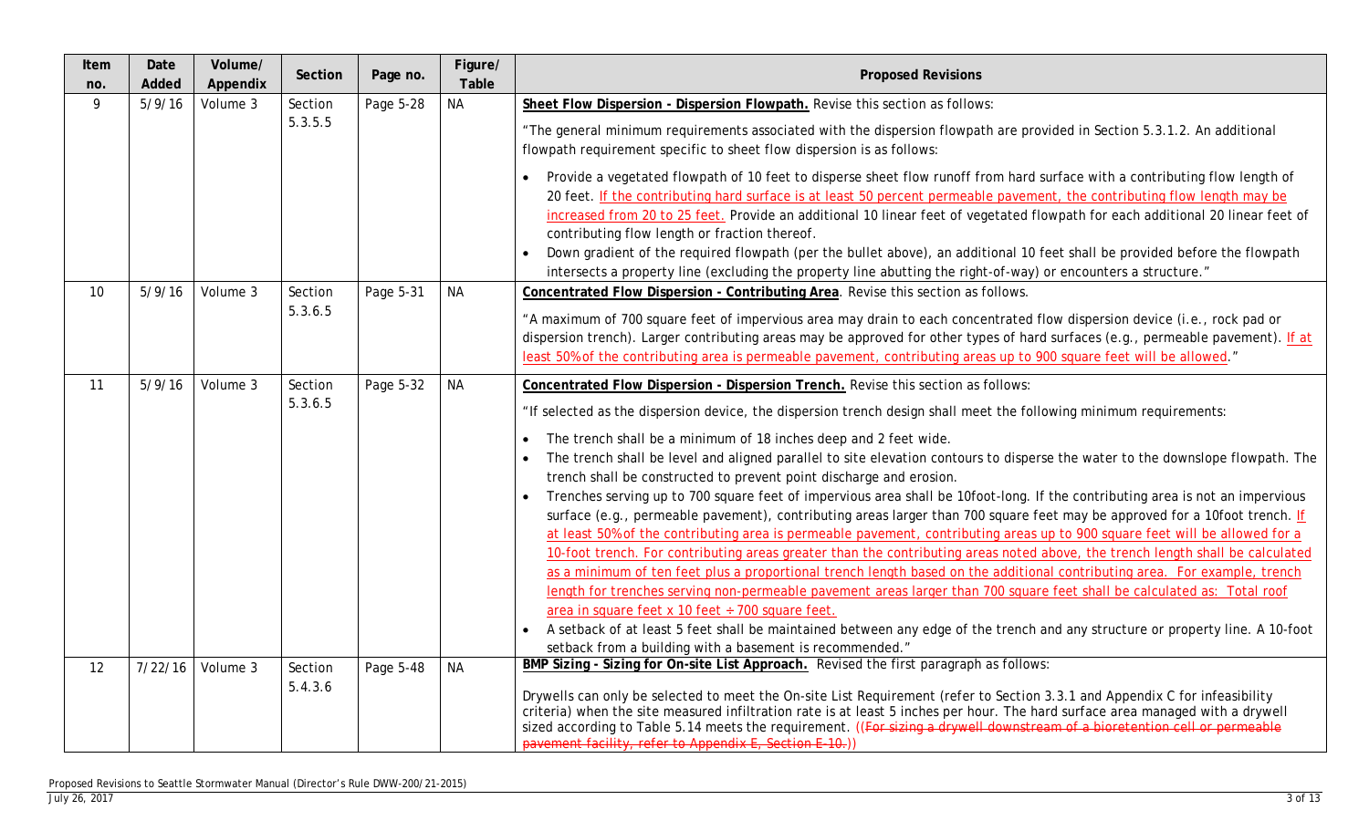| Item no. | Date Added | Volume/ Appendix | Section | Page no. | Figure/ Table | Proposed Revisions |
|---|---|---|---|---|---|---|
| 9 | 5/9/16 | Volume 3 | Section 5.3.5.5 | Page 5-28 | NA | **Sheet Flow Dispersion - Dispersion Flowpath.** Revise this section as follows:<br><br>"The general minimum requirements associated with the dispersion flowpath are provided in Section 5.3.1.2. An additional flowpath requirement specific to sheet flow dispersion is as follows:<br><br>• Provide a vegetated flowpath of 10 feet to disperse sheet flow runoff from hard surface with a contributing flow length of 20 feet. <u>If the contributing hard surface is at least 50 percent permeable pavement, the contributing flow length may be increased from 20 to 25 feet.</u> Provide an additional 10 linear feet of vegetated flowpath for each additional 20 linear feet of contributing flow length or fraction thereof.<br>• Down gradient of the required flowpath (per the bullet above), an additional 10 feet shall be provided before the flowpath intersects a property line (excluding the property line abutting the right-of-way) or encounters a structure." |
| 10 | 5/9/16 | Volume 3 | Section 5.3.6.5 | Page 5-31 | NA | **Concentrated Flow Dispersion - Contributing Area**. Revise this section as follows.<br><br>"A maximum of 700 square feet of impervious area may drain to each concentrated flow dispersion device (i.e., rock pad or dispersion trench). Larger contributing areas may be approved for other types of hard surfaces (e.g., permeable pavement). <u>If at least 50% of the contributing area is permeable pavement, contributing areas up to 900 square feet will be allowed</u>." |
| 11 | 5/9/16 | Volume 3 | Section 5.3.6.5 | Page 5-32 | NA | **Concentrated Flow Dispersion - Dispersion Trench.** Revise this section as follows:<br><br>"If selected as the dispersion device, the dispersion trench design shall meet the following minimum requirements:<br><br>• The trench shall be a minimum of 18 inches deep and 2 feet wide.<br>• The trench shall be level and aligned parallel to site elevation contours to disperse the water to the downslope flowpath. The trench shall be constructed to prevent point discharge and erosion.<br>• Trenches serving up to 700 square feet of impervious area shall be 10foot-long. If the contributing area is not an impervious surface (e.g., permeable pavement), contributing areas larger than 700 square feet may be approved for a 10foot trench. <u>If at least 50% of the contributing area is permeable pavement, contributing areas up to 900 square feet will be allowed for a 10-foot trench. For contributing areas greater than the contributing areas noted above, the trench length shall be calculated as a minimum of ten feet plus a proportional trench length based on the additional contributing area. For example, trench length for trenches serving non-permeable pavement areas larger than 700 square feet shall be calculated as: Total roof area in square feet x 10 feet ÷ 700 square feet.</u><br>• A setback of at least 5 feet shall be maintained between any edge of the trench and any structure or property line. A 10-foot setback from a building with a basement is recommended." |
| 12 | 7/22/16 | Volume 3 | Section 5.4.3.6 | Page 5-48 | NA | **BMP Sizing - Sizing for On-site List Approach.** Revised the first paragraph as follows:<br><br>Drywells can only be selected to meet the On-site List Requirement (refer to Section 3.3.1 and Appendix C for infeasibility criteria) when the site measured infiltration rate is at least 5 inches per hour. The hard surface area managed with a drywell sized according to Table 5.14 meets the requirement. ((~~For sizing a drywell downstream of a bioretention cell or permeable pavement facility, refer to Appendix E, Section E-10.~~)) |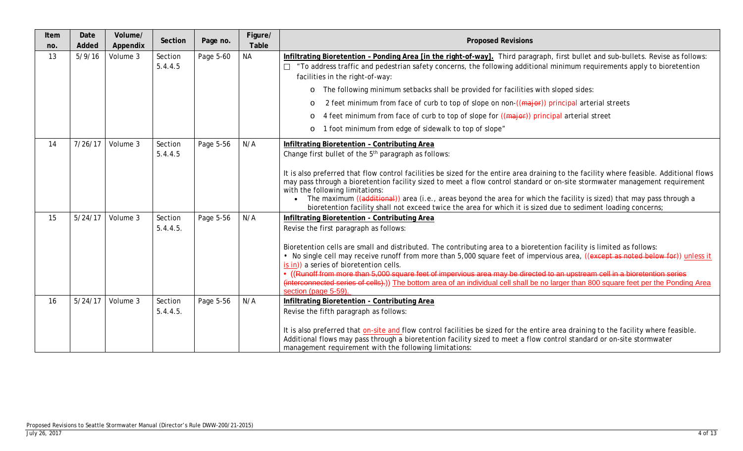| Item no. | Date Added | Volume/ Appendix | Section | Page no. | Figure/ Table | Proposed Revisions |
|---|---|---|---|---|---|---|
| 13 | 5/9/16 | Volume 3 | Section 5.4.4.5 | Page 5-60 | NA | **Infiltrating Bioretention – Ponding Area [in the right-of-way].** Third paragraph, first bullet and sub-bullets. Revise as follows:<br>□ "To address traffic and pedestrian safety concerns, the following additional minimum requirements apply to bioretention facilities in the right-of-way:<br>o The following minimum setbacks shall be provided for facilities with sloped sides:<br>o 2 feet minimum from face of curb to top of slope on non-((~~major~~)) principal arterial streets<br>o 4 feet minimum from face of curb to top of slope for ((~~major~~)) principal arterial street<br>o 1 foot minimum from edge of sidewalk to top of slope" |
| 14 | 7/26/17 | Volume 3 | Section 5.4.4.5 | Page 5-56 | N/A | **Infiltrating Bioretention – Contributing Area**<br>Change first bullet of the 5th paragraph as follows:<br><br>It is also preferred that flow control facilities be sized for the entire area draining to the facility where feasible. Additional flows may pass through a bioretention facility sized to meet a flow control standard or on-site stormwater management requirement with the following limitations:<br>• The maximum ((~~additional~~)) area (i.e., areas beyond the area for which the facility is sized) that may pass through a bioretention facility shall not exceed twice the area for which it is sized due to sediment loading concerns; |
| 15 | 5/24/17 | Volume 3 | Section 5.4.4.5. | Page 5-56 | N/A | **Infiltrating Bioretention - Contributing Area**<br>Revise the first paragraph as follows:<br><br>Bioretention cells are small and distributed. The contributing area to a bioretention facility is limited as follows:<br>• No single cell may receive runoff from more than 5,000 square feet of impervious area, ((~~except as noted below for~~)) unless it is in)) a series of bioretention cells.<br>• ((~~Runoff from more than 5,000 square feet of impervious area may be directed to an upstream cell in a bioretention series (interconnected series of cells).~~)) The bottom area of an individual cell shall be no larger than 800 square feet per the Ponding Area section (page 5-59). |
| 16 | 5/24/17 | Volume 3 | Section 5.4.4.5. | Page 5-56 | N/A | **Infiltrating Bioretention - Contributing Area**<br>Revise the fifth paragraph as follows:<br><br>It is also preferred that on-site and flow control facilities be sized for the entire area draining to the facility where feasible. Additional flows may pass through a bioretention facility sized to meet a flow control standard or on-site stormwater management requirement with the following limitations: |

Proposed Revisions to Seattle Stormwater Manual (Director's Rule DWW-200/21-2015)
July 26, 2017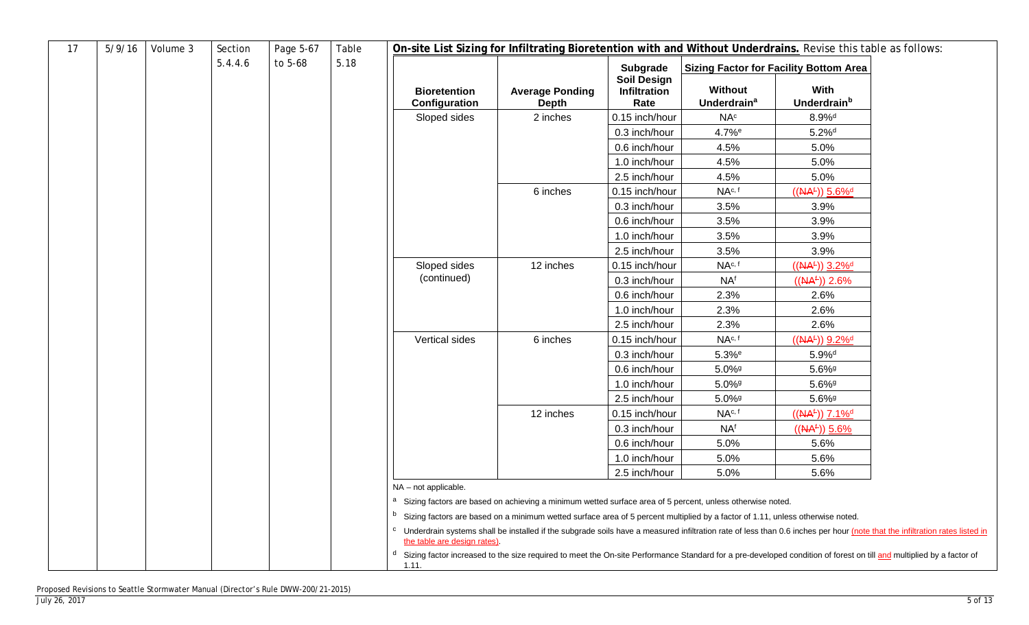| 17 | 5/9/16 | Volume 3 | Section 5.4.4.6 | Page 5-67 to 5-68 | Table 5.18 | **On-site List Sizing for Infiltrating Bioretention with and Without Underdrains.** Revise this table as follows: |
|---|---|---|---|---|---|---|

| Bioretention Configuration | Average Ponding Depth | Subgrade Soil Design Infiltration Rate | Sizing Factor for Facility Bottom Area: Without Underdrain[a] | Sizing Factor for Facility Bottom Area: With Underdrain[b] |
|---|---|---|---|---|
| Sloped sides | 2 inches | 0.15 inch/hour | NA[c] | 8.9%[d] |
| | | 0.3 inch/hour | 4.7%[e] | 5.2%[d] |
| | | 0.6 inch/hour | 4.5% | 5.0% |
| | | 1.0 inch/hour | 4.5% | 5.0% |
| | | 2.5 inch/hour | 4.5% | 5.0% |
| | 6 inches | 0.15 inch/hour | NA[c, f] | ((~~NA[f]~~)) 5.6%[d] |
| | | 0.3 inch/hour | 3.5% | 3.9% |
| | | 0.6 inch/hour | 3.5% | 3.9% |
| | | 1.0 inch/hour | 3.5% | 3.9% |
| | | 2.5 inch/hour | 3.5% | 3.9% |
| Sloped sides (continued) | 12 inches | 0.15 inch/hour | NA[c, f] | ((~~NA[f]~~)) 3.2%[d] |
| | | 0.3 inch/hour | NA[f] | ((~~NA[f]~~)) 2.6% |
| | | 0.6 inch/hour | 2.3% | 2.6% |
| | | 1.0 inch/hour | 2.3% | 2.6% |
| | | 2.5 inch/hour | 2.3% | 2.6% |
| Vertical sides | 6 inches | 0.15 inch/hour | NA[c, f] | ((~~NA[f]~~)) 9.2%[d] |
| | | 0.3 inch/hour | 5.3%[e] | 5.9%[d] |
| | | 0.6 inch/hour | 5.0%[g] | 5.6%[g] |
| | | 1.0 inch/hour | 5.0%[g] | 5.6%[g] |
| | | 2.5 inch/hour | 5.0%[g] | 5.6%[g] |
| | 12 inches | 0.15 inch/hour | NA[c, f] | ((~~NA[f]~~)) 7.1%[d] |
| | | 0.3 inch/hour | NA[f] | ((~~NA[f]~~)) 5.6% |
| | | 0.6 inch/hour | 5.0% | 5.6% |
| | | 1.0 inch/hour | 5.0% | 5.6% |
| | | 2.5 inch/hour | 5.0% | 5.6% |

NA – not applicable.

[a] Sizing factors are based on achieving a minimum wetted surface area of 5 percent, unless otherwise noted.

[b] Sizing factors are based on a minimum wetted surface area of 5 percent multiplied by a factor of 1.11, unless otherwise noted.

[c] Underdrain systems shall be installed if the subgrade soils have a measured infiltration rate of less than 0.6 inches per hour (note that the infiltration rates listed in the table are design rates).

[d] Sizing factor increased to the size required to meet the On-site Performance Standard for a pre-developed condition of forest on till and multiplied by a factor of 1.11.

Proposed Revisions to Seattle Stormwater Manual (Director's Rule DWW-200/21-2015)

July 26, 2017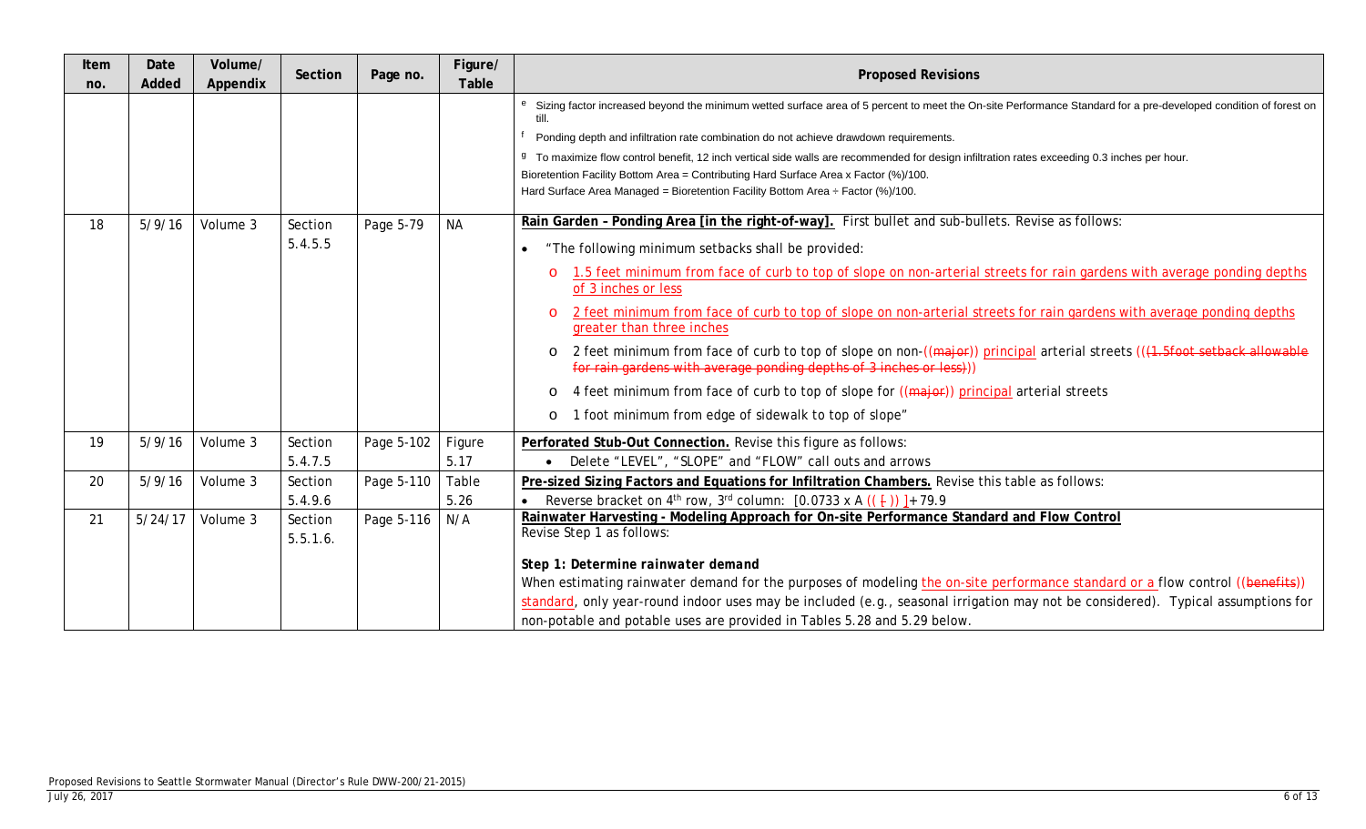| Item no. | Date Added | Volume/ Appendix | Section | Page no. | Figure/ Table | Proposed Revisions |
|---|---|---|---|---|---|---|
| | | | | | | [e] Sizing factor increased beyond the minimum wetted surface area of 5 percent to meet the On-site Performance Standard for a pre-developed condition of forest on till.<br>[f] Ponding depth and infiltration rate combination do not achieve drawdown requirements.<br>[g] To maximize flow control benefit, 12 inch vertical side walls are recommended for design infiltration rates exceeding 0.3 inches per hour.<br>Bioretention Facility Bottom Area = Contributing Hard Surface Area x Factor (%)/100.<br>Hard Surface Area Managed = Bioretention Facility Bottom Area ÷ Factor (%)/100. |
| 18 | 5/9/16 | Volume 3 | Section 5.4.5.5 | Page 5-79 | NA | **Rain Garden – Ponding Area [in the right-of-way].** First bullet and sub-bullets. Revise as follows:<br>• "The following minimum setbacks shall be provided:<br>o 1.5 feet minimum from face of curb to top of slope on non-arterial streets for rain gardens with average ponding depths of 3 inches or less<br>o 2 feet minimum from face of curb to top of slope on non-arterial streets for rain gardens with average ponding depths greater than three inches<br>o 2 feet minimum from face of curb to top of slope on non-((major)) principal arterial streets (((1.5foot setback allowable for rain gardens with average ponding depths of 3 inches or less)))<br>o 4 feet minimum from face of curb to top of slope for ((major)) principal arterial streets<br>o 1 foot minimum from edge of sidewalk to top of slope" |
| 19 | 5/9/16 | Volume 3 | Section 5.4.7.5 | Page 5-102 | Figure 5.17 | **Perforated Stub-Out Connection.** Revise this figure as follows:<br>• Delete "LEVEL", "SLOPE" and "FLOW" call outs and arrows |
| 20 | 5/9/16 | Volume 3 | Section 5.4.9.6 | Page 5-110 | Table 5.26 | **Pre-sized Sizing Factors and Equations for Infiltration Chambers.** Revise this table as follows:<br>• Reverse bracket on 4th row, 3rd column: [0.0733 x A (( [ )) ]+ 79.9 |
| 21 | 5/24/17 | Volume 3 | Section 5.5.1.6. | Page 5-116 | N/A | **Rainwater Harvesting - Modeling Approach for On-site Performance Standard and Flow Control**<br>Revise Step 1 as follows:<br>***Step 1: Determine rainwater demand***<br>When estimating rainwater demand for the purposes of modeling the on-site performance standard or a flow control ((benefits)) standard, only year-round indoor uses may be included (e.g., seasonal irrigation may not be considered). Typical assumptions for non-potable and potable uses are provided in Tables 5.28 and 5.29 below. |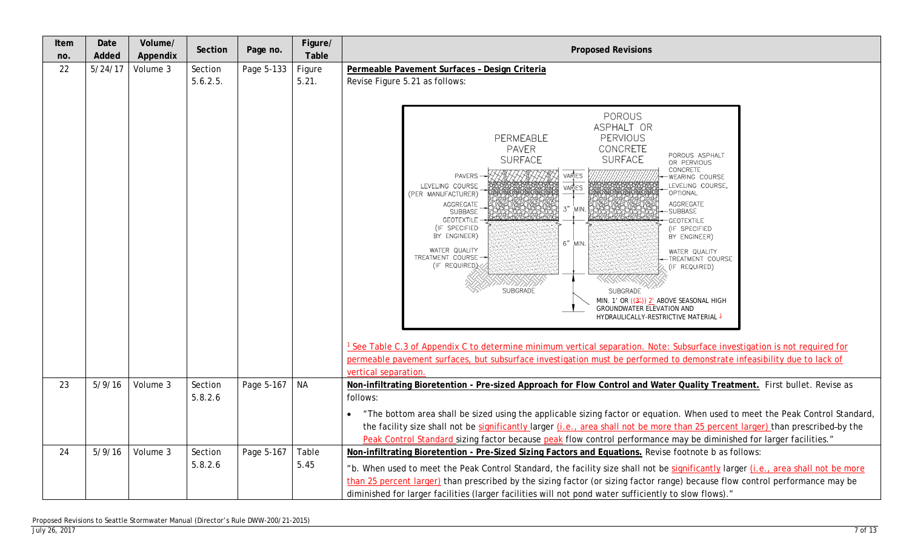| Item no. | Date Added | Volume/ Appendix | Section | Page no. | Figure/ Table | Proposed Revisions |
|---|---|---|---|---|---|---|
| 22 | 5/24/17 | Volume 3 | Section 5.6.2.5. | Page 5-133 | Figure 5.21. | **Permeable Pavement Surfaces – Design Criteria**<br>Revise Figure 5.21 as follows:<br>PERMEABLE PAVER SURFACE; POROUS ASPHALT OR PERVIOUS CONCRETE SURFACE; PAVERS; LEVELING COURSE (PER MANUFACTURER); AGGREGATE SUBBASE; GEOTEXTILE (IF SPECIFIED BY ENGINEER); WATER QUALITY TREATMENT COURSE (IF REQUIRED); SUBGRADE; VARIES; VARIES; 3" MIN.; 6" MIN.; POROUS ASPHALT OR PERVIOUS CONCRETE WEARING COURSE; LEVELING COURSE, OPTIONAL; AGGREGATE SUBBASE; GEOTEXTILE (IF SPECIFIED BY ENGINEER); WATER QUALITY TREATMENT COURSE (IF REQUIRED); SUBGRADE; MIN. 1' OR ((3')) 2' ABOVE SEASONAL HIGH GROUNDWATER ELEVATION AND HYDRAULICALLY-RESTRICTIVE MATERIAL [1]<br><br>[1] See Table C.3 of Appendix C to determine minimum vertical separation. Note: Subsurface investigation is not required for permeable pavement surfaces, but subsurface investigation must be performed to demonstrate infeasibility due to lack of vertical separation. |
| 23 | 5/9/16 | Volume 3 | Section 5.8.2.6 | Page 5-167 | NA | **Non-infiltrating Bioretention - Pre-sized Approach for Flow Control and Water Quality Treatment.** First bullet. Revise as follows:<br>• "The bottom area shall be sized using the applicable sizing factor or equation. When used to meet the Peak Control Standard, the facility size shall not be significantly larger (i.e., area shall not be more than 25 percent larger) than prescribed by the Peak Control Standard sizing factor because peak flow control performance may be diminished for larger facilities." |
| 24 | 5/9/16 | Volume 3 | Section 5.8.2.6 | Page 5-167 | Table 5.45 | **Non-infiltrating Bioretention - Pre-Sized Sizing Factors and Equations.** Revise footnote b as follows:<br>"b. When used to meet the Peak Control Standard, the facility size shall not be significantly larger (i.e., area shall not be more than 25 percent larger) than prescribed by the sizing factor (or sizing factor range) because flow control performance may be diminished for larger facilities (larger facilities will not pond water sufficiently to slow flows)." |

Proposed Revisions to Seattle Stormwater Manual (Director's Rule DWW-200/21-2015)
July 26, 2017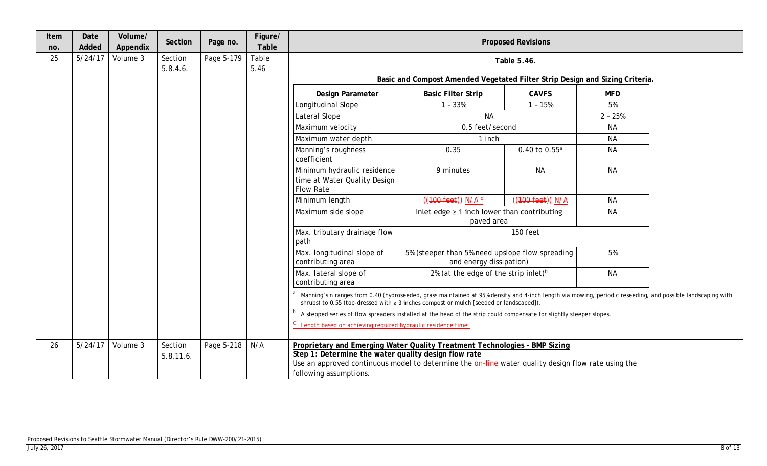| Item no. | Date Added | Volume/ Appendix | Section | Page no. | Figure/ Table | Proposed Revisions |
|---|---|---|---|---|---|---|
| 25 | 5/24/17 | Volume 3 | Section 5.8.4.6. | Page 5-179 | Table 5.46 | (see Table 5.46 below) |
| 26 | 5/24/17 | Volume 3 | Section 5.8.11.6. | Page 5-218 | N/A | (see text below) |

**Item 25 – Proposed Revisions:**

**Table 5.46.**

**Basic and Compost Amended Vegetated Filter Strip Design and Sizing Criteria.**

| Design Parameter | Basic Filter Strip | CAVFS | MFD |
|---|---|---|---|
| Longitudinal Slope | 1 – 33% | 1 – 15% | 5% |
| Lateral Slope | NA | | 2 – 25% |
| Maximum velocity | 0.5 feet/second | | NA |
| Maximum water depth | 1 inch | | NA |
| Manning's roughness coefficient | 0.35 | 0.40 to 0.55[a] | NA |
| Minimum hydraulic residence time at Water Quality Design Flow Rate | 9 minutes | NA | NA |
| Minimum length | ((~~100 feet~~)) N/A [c] | ((~~100 feet~~)) N/A | NA |
| Maximum side slope | Inlet edge ≥ 1 inch lower than contributing paved area | | NA |
| Max. tributary drainage flow path | 150 feet | | |
| Max. longitudinal slope of contributing area | 5% (steeper than 5% need upslope flow spreading and energy dissipation) | | 5% |
| Max. lateral slope of contributing area | 2% (at the edge of the strip inlet)[b] | | NA |

[a] Manning's n ranges from 0.40 (hydroseeded, grass maintained at 95% density and 4-inch length via mowing, periodic reseeding, and possible landscaping with shrubs) to 0.55 (top-dressed with ≥ 3 inches compost or mulch [seeded or landscaped]).

[b] A stepped series of flow spreaders installed at the head of the strip could compensate for slightly steeper slopes.

[c] Length based on achieving required hydraulic residence time.

**Item 26 – Proposed Revisions:**

**Proprietary and Emerging Water Quality Treatment Technologies - BMP Sizing**

**Step 1: Determine the water quality design flow rate**

Use an approved continuous model to determine the on-line water quality design flow rate using the following assumptions.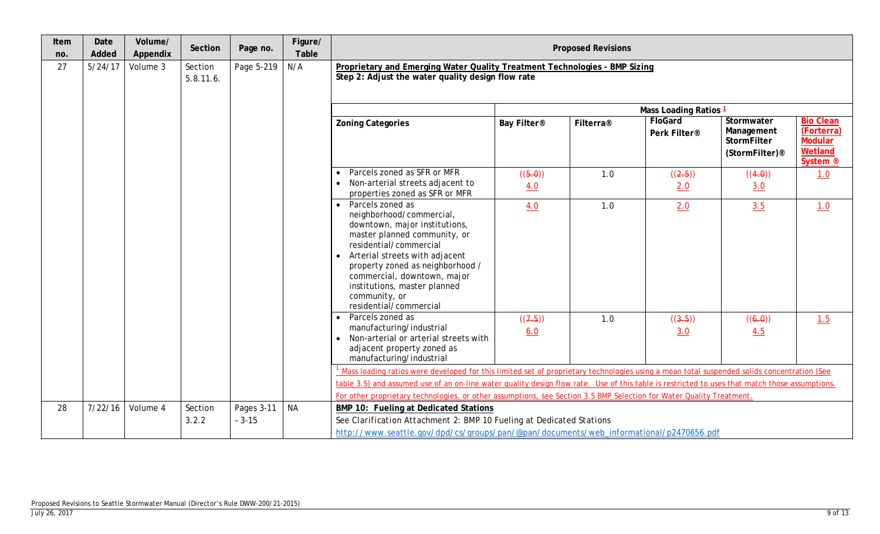| Item no. | Date Added | Volume/ Appendix | Section | Page no. | Figure/ Table | Proposed Revisions |
|---|---|---|---|---|---|---|
| 27 | 5/24/17 | Volume 3 | Section 5.8.11.6. | Page 5-219 | N/A | **Proprietary and Emerging Water Quality Treatment Technologies - BMP Sizing**<br>**Step 2: Adjust the water quality design flow rate** |
| 28 | 7/22/16 | Volume 4 | Section 3.2.2 | Pages 3-11 – 3-15 | NA | **BMP 10: Fueling at Dedicated Stations**<br>See Clarification Attachment 2: BMP 10 Fueling at Dedicated Stations<br>http://www.seattle.gov/dpd/cs/groups/pan/@pan/documents/web_informational/p2470656.pdf |

Item 27 table:

| Zoning Categories | Mass Loading Ratios [1] | | | | |
|---|---|---|---|---|---|
| | Bay Filter® | Filterra® | FloGard Perk Filter® | Stormwater Management StormFilter (StormFilter)® | Bio Clean (Forterra) Modular Wetland System ® |
| • Parcels zoned as SFR or MFR<br>• Non-arterial streets adjacent to properties zoned as SFR or MFR | ((~~5.0~~)) 4.0 | 1.0 | ((~~2.5~~)) 2.0 | ((~~4.0~~)) 3.0 | 1.0 |
| • Parcels zoned as neighborhood/commercial, downtown, major institutions, master planned community, or residential/commercial<br>• Arterial streets with adjacent property zoned as neighborhood / commercial, downtown, major institutions, master planned community, or residential/commercial | 4.0 | 1.0 | 2.0 | 3.5 | 1.0 |
| • Parcels zoned as manufacturing/industrial<br>• Non-arterial or arterial streets with adjacent property zoned as manufacturing/industrial | ((~~7.5~~)) 6.0 | 1.0 | ((~~3.5~~)) 3.0 | ((~~6.0~~)) 4.5 | 1.5 |

[1] Mass loading ratios were developed for this limited set of proprietary technologies using a mean total suspended solids concentration (See table 3.5) and assumed use of an on-line water quality design flow rate. Use of this table is restricted to uses that match those assumptions. For other proprietary technologies, or other assumptions, see Section 3.5 BMP Selection for Water Quality Treatment.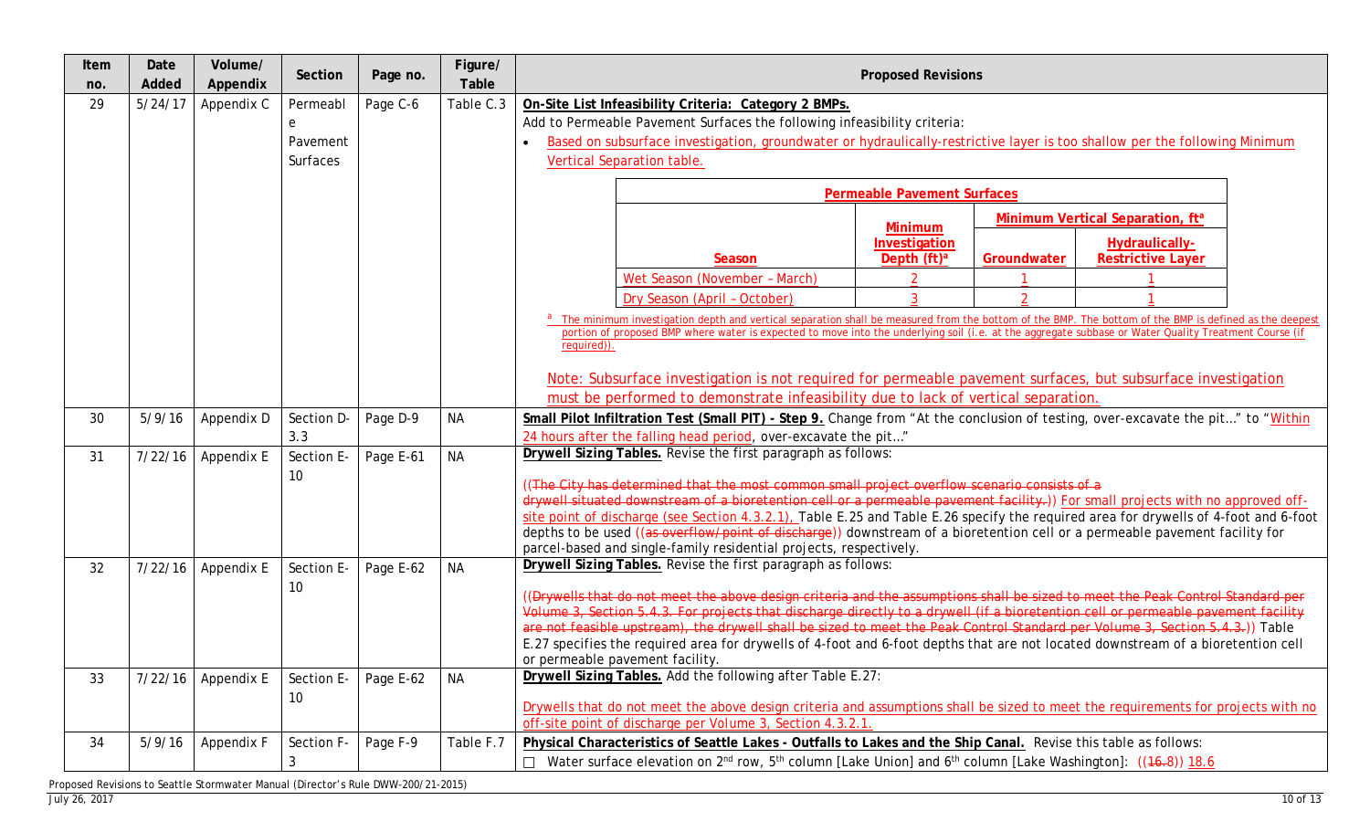| Item no. | Date Added | Volume/ Appendix | Section | Page no. | Figure/ Table | Proposed Revisions |
|---|---|---|---|---|---|---|
| 29 | 5/24/17 | Appendix C | Permeable Pavement Surfaces | Page C-6 | Table C.3 | **On-Site List Infeasibility Criteria: Category 2 BMPs.** Add to Permeable Pavement Surfaces the following infeasibility criteria: • Based on subsurface investigation, groundwater or hydraulically-restrictive layer is too shallow per the following Minimum Vertical Separation table. **Permeable Pavement Surfaces** — Season / Minimum Investigation Depth (ft)[a] / Minimum Vertical Separation, ft[a]: Groundwater / Hydraulically-Restrictive Layer — Wet Season (November – March): 2 / 1 / 1; Dry Season (April – October): 3 / 2 / 1. [a] The minimum investigation depth and vertical separation shall be measured from the bottom of the BMP. The bottom of the BMP is defined as the deepest portion of proposed BMP where water is expected to move into the underlying soil (i.e. at the aggregate subbase or Water Quality Treatment Course (if required)). Note: Subsurface investigation is not required for permeable pavement surfaces, but subsurface investigation must be performed to demonstrate infeasibility due to lack of vertical separation. |
| 30 | 5/9/16 | Appendix D | Section D-3.3 | Page D-9 | NA | **Small Pilot Infiltration Test (Small PIT) - Step 9.** Change from "At the conclusion of testing, over-excavate the pit…" to "Within 24 hours after the falling head period, over-excavate the pit…" |
| 31 | 7/22/16 | Appendix E | Section E-10 | Page E-61 | NA | **Drywell Sizing Tables.** Revise the first paragraph as follows: ((~~The City has determined that the most common small project overflow scenario consists of a drywell situated downstream of a bioretention cell or a permeable pavement facility.~~)) For small projects with no approved off-site point of discharge (see Section 4.3.2.1), Table E.25 and Table E.26 specify the required area for drywells of 4-foot and 6-foot depths to be used ((~~as overflow/point of discharge~~)) downstream of a bioretention cell or a permeable pavement facility for parcel-based and single-family residential projects, respectively. |
| 32 | 7/22/16 | Appendix E | Section E-10 | Page E-62 | NA | **Drywell Sizing Tables.** Revise the first paragraph as follows: ((~~Drywells that do not meet the above design criteria and the assumptions shall be sized to meet the Peak Control Standard per Volume 3, Section 5.4.3. For projects that discharge directly to a drywell (if a bioretention cell or permeable pavement facility are not feasible upstream), the drywell shall be sized to meet the Peak Control Standard per Volume 3, Section 5.4.3.~~)) Table E.27 specifies the required area for drywells of 4-foot and 6-foot depths that are not located downstream of a bioretention cell or permeable pavement facility. |
| 33 | 7/22/16 | Appendix E | Section E-10 | Page E-62 | NA | **Drywell Sizing Tables.** Add the following after Table E.27: Drywells that do not meet the above design criteria and assumptions shall be sized to meet the requirements for projects with no off-site point of discharge per Volume 3, Section 4.3.2.1. |
| 34 | 5/9/16 | Appendix F | Section F-3 | Page F-9 | Table F.7 | **Physical Characteristics of Seattle Lakes - Outfalls to Lakes and the Ship Canal.** Revise this table as follows: ☐ Water surface elevation on 2nd row, 5th column [Lake Union] and 6th column [Lake Washington]: ((~~16.8~~)) 18.6 |

Proposed Revisions to Seattle Stormwater Manual (Director's Rule DWW-200/21-2015)
July 26, 2017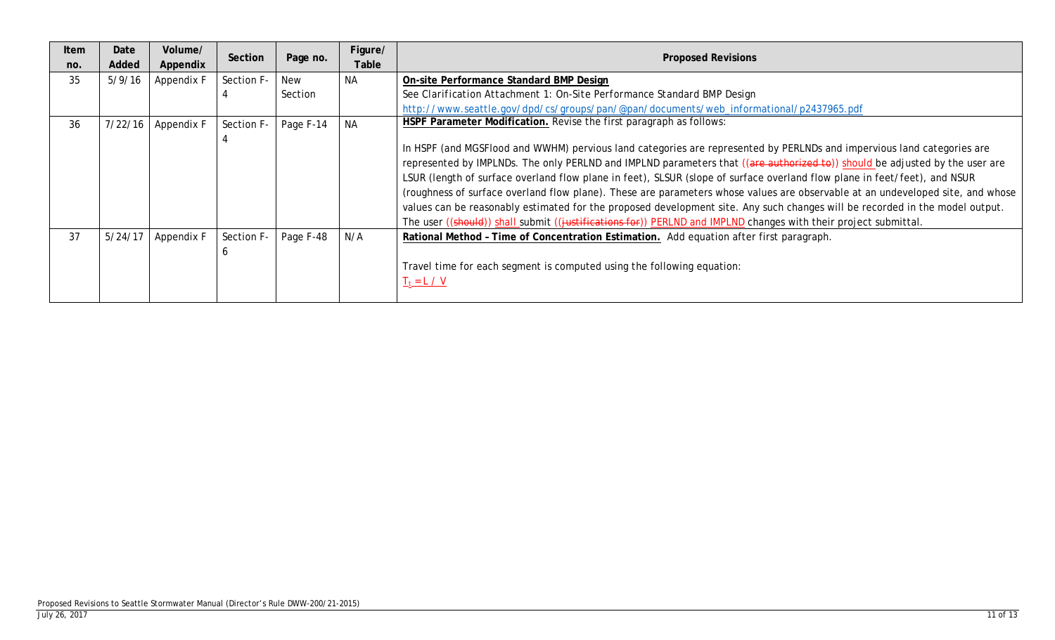| Item no. | Date Added | Volume/ Appendix | Section | Page no. | Figure/ Table | Proposed Revisions |
|---|---|---|---|---|---|---|
| 35 | 5/9/16 | Appendix F | Section F-4 | New Section | NA | **On-site Performance Standard BMP Design**<br>See Clarification Attachment 1: On-Site Performance Standard BMP Design<br>http://www.seattle.gov/dpd/cs/groups/pan/@pan/documents/web_informational/p2437965.pdf |
| 36 | 7/22/16 | Appendix F | Section F-4 | Page F-14 | NA | **HSPF Parameter Modification.** Revise the first paragraph as follows:<br><br>In HSPF (and MGSFlood and WWHM) pervious land categories are represented by PERLNDs and impervious land categories are represented by IMPLNDs. The only PERLND and IMPLND parameters that ((~~are authorized to~~)) should be adjusted by the user are LSUR (length of surface overland flow plane in feet), SLSUR (slope of surface overland flow plane in feet/feet), and NSUR (roughness of surface overland flow plane). These are parameters whose values are observable at an undeveloped site, and whose values can be reasonably estimated for the proposed development site. Any such changes will be recorded in the model output. The user ((~~should~~)) shall submit ((~~justifications for~~)) PERLND and IMPLND changes with their project submittal. |
| 37 | 5/24/17 | Appendix F | Section F-6 | Page F-48 | N/A | **Rational Method - Time of Concentration Estimation.** Add equation after first paragraph.<br><br>Travel time for each segment is computed using the following equation:<br>$T_t = L / V$ |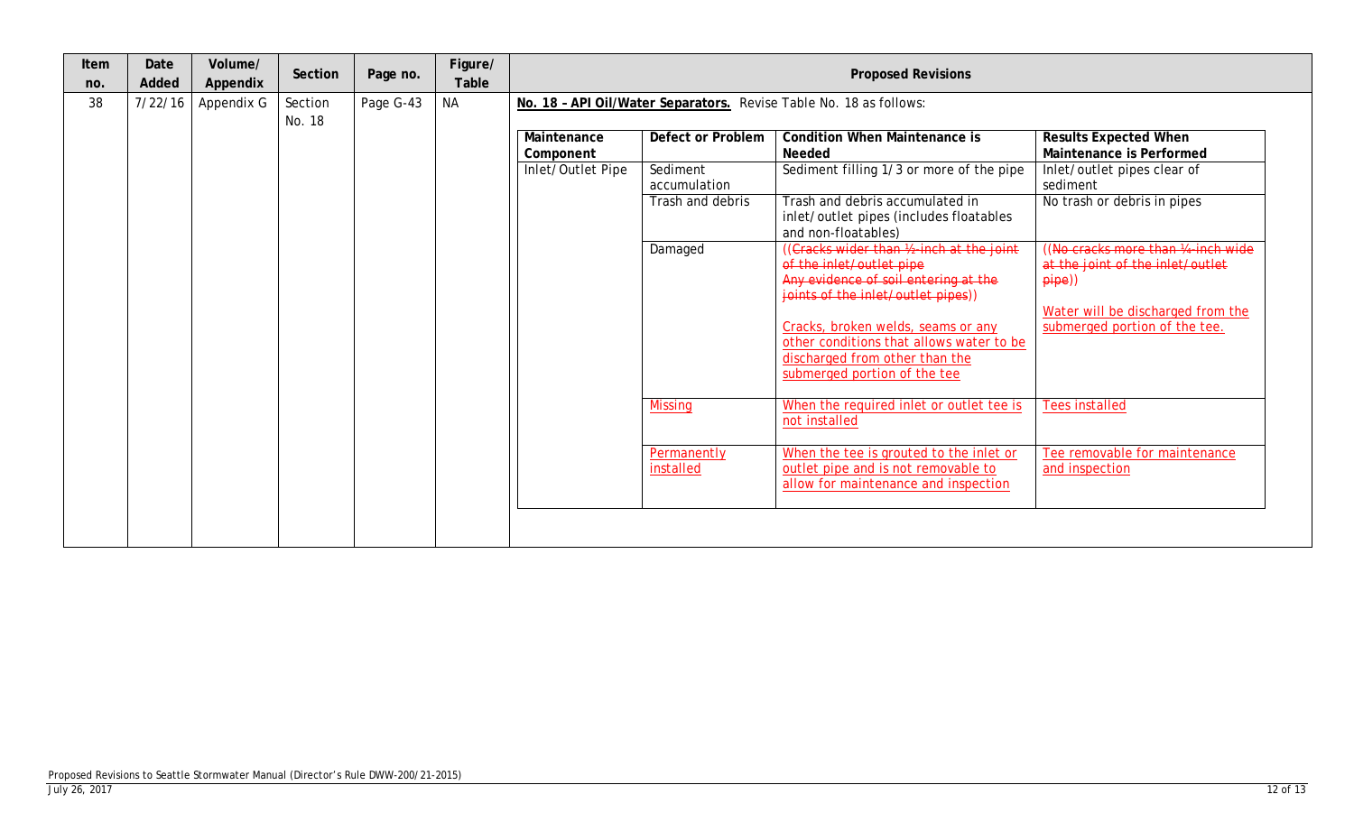| Item no. | Date Added | Volume/ Appendix | Section | Page no. | Figure/ Table | Proposed Revisions |
|---|---|---|---|---|---|---|
| 38 | 7/22/16 | Appendix G | Section No. 18 | Page G-43 | NA | **No. 18 – API Oil/Water Separators.** Revise Table No. 18 as follows: |

| Maintenance Component | Defect or Problem | Condition When Maintenance is Needed | Results Expected When Maintenance is Performed |
|---|---|---|---|
| Inlet/Outlet Pipe | Sediment accumulation | Sediment filling 1/3 or more of the pipe | Inlet/outlet pipes clear of sediment |
| | Trash and debris | Trash and debris accumulated in inlet/outlet pipes (includes floatables and non-floatables) | No trash or debris in pipes |
| | Damaged | ((~~Cracks wider than ½-inch at the joint of the inlet/outlet pipe~~ ~~Any evidence of soil entering at the joints of the inlet/outlet pipes~~)) <u>Cracks, broken welds, seams or any other conditions that allows water to be discharged from other than the submerged portion of the tee</u> | ((~~No cracks more than ¼-inch wide at the joint of the inlet/outlet pipe~~)) <u>Water will be discharged from the submerged portion of the tee.</u> |
| | <u>Missing</u> | <u>When the required inlet or outlet tee is not installed</u> | <u>Tees installed</u> |
| | <u>Permanently installed</u> | <u>When the tee is grouted to the inlet or outlet pipe and is not removable to allow for maintenance and inspection</u> | <u>Tee removable for maintenance and inspection</u> |

Proposed Revisions to Seattle Stormwater Manual (Director's Rule DWW-200/21-2015)
July 26, 2017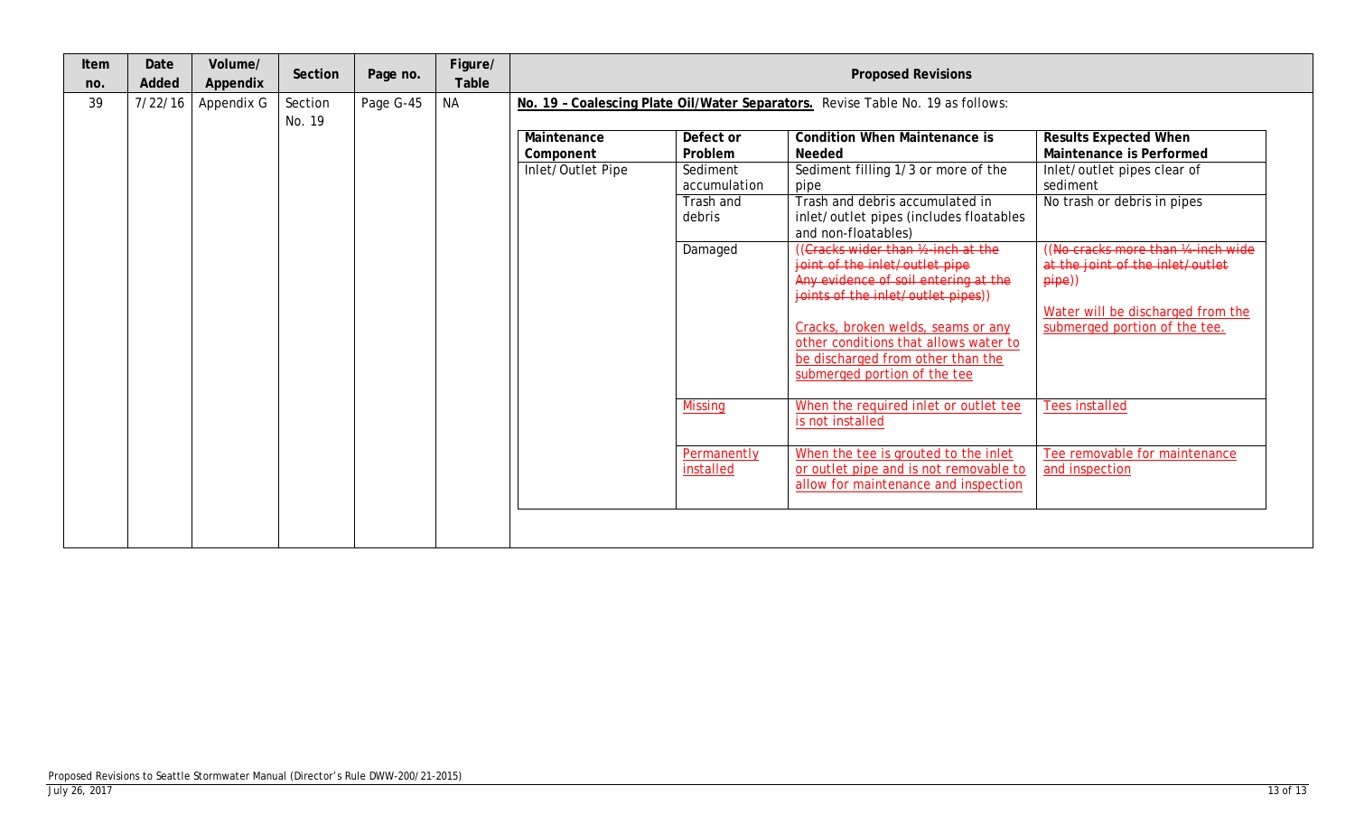| Item no. | Date Added | Volume/ Appendix | Section | Page no. | Figure/ Table | Proposed Revisions |
|---|---|---|---|---|---|---|
| 39 | 7/22/16 | Appendix G | Section No. 19 | Page G-45 | NA | **No. 19 – Coalescing Plate Oil/Water Separators.** Revise Table No. 19 as follows: |

| Maintenance Component | Defect or Problem | Condition When Maintenance is Needed | Results Expected When Maintenance is Performed |
|---|---|---|---|
| Inlet/Outlet Pipe | Sediment accumulation | Sediment filling 1/3 or more of the pipe | Inlet/outlet pipes clear of sediment |
| | Trash and debris | Trash and debris accumulated in inlet/outlet pipes (includes floatables and non-floatables) | No trash or debris in pipes |
| | Damaged | ((~~Cracks wider than ½-inch at the joint of the inlet/outlet pipe Any evidence of soil entering at the joints of the inlet/outlet pipes~~)) <br> <u>Cracks, broken welds, seams or any other conditions that allows water to be discharged from other than the submerged portion of the tee</u> | ((~~No cracks more than ¼-inch wide at the joint of the inlet/outlet pipe~~)) <br> <u>Water will be discharged from the submerged portion of the tee.</u> |
| | <u>Missing</u> | <u>When the required inlet or outlet tee is not installed</u> | <u>Tees installed</u> |
| | <u>Permanently installed</u> | <u>When the tee is grouted to the inlet or outlet pipe and is not removable to allow for maintenance and inspection</u> | <u>Tee removable for maintenance and inspection</u> |

Proposed Revisions to Seattle Stormwater Manual (Director's Rule DWW-200/21-2015)
July 26, 2017